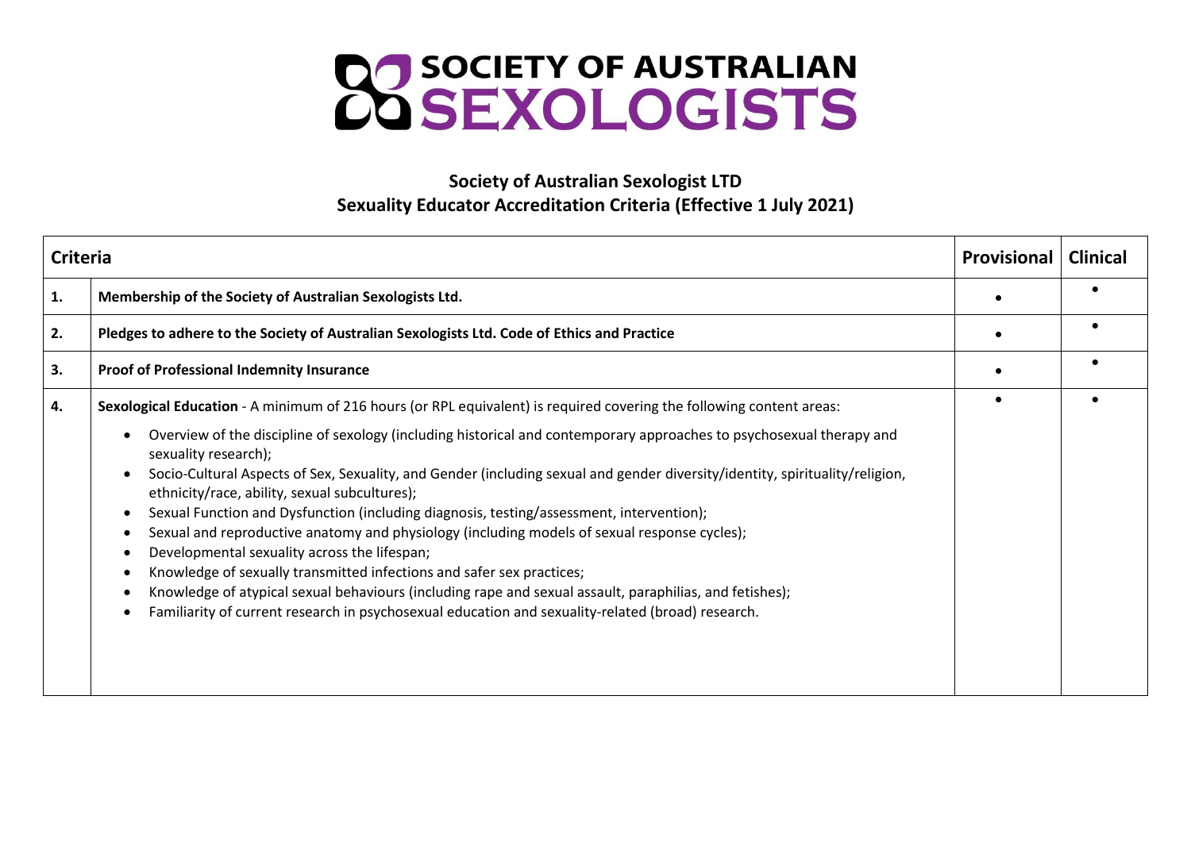# SOCIETY OF AUSTRALIAN SEXOLOGISTS

## Society of Australian Sexologist LTD
## Sexuality Educator Accreditation Criteria (Effective 1 July 2021)

| Criteria | | Provisional | Clinical |
|---|---|---|---|
| 1. | **Membership of the Society of Australian Sexologists Ltd.** | • | • |
| 2. | **Pledges to adhere to the Society of Australian Sexologists Ltd. Code of Ethics and Practice** | • | • |
| 3. | **Proof of Professional Indemnity Insurance** | • | • |
| 4. | **Sexological Education** - A minimum of 216 hours (or RPL equivalent) is required covering the following content areas:<br>• Overview of the discipline of sexology (including historical and contemporary approaches to psychosexual therapy and sexuality research);<br>• Socio-Cultural Aspects of Sex, Sexuality, and Gender (including sexual and gender diversity/identity, spirituality/religion, ethnicity/race, ability, sexual subcultures);<br>• Sexual Function and Dysfunction (including diagnosis, testing/assessment, intervention);<br>• Sexual and reproductive anatomy and physiology (including models of sexual response cycles);<br>• Developmental sexuality across the lifespan;<br>• Knowledge of sexually transmitted infections and safer sex practices;<br>• Knowledge of atypical sexual behaviours (including rape and sexual assault, paraphilias, and fetishes);<br>• Familiarity of current research in psychosexual education and sexuality-related (broad) research. | • | • |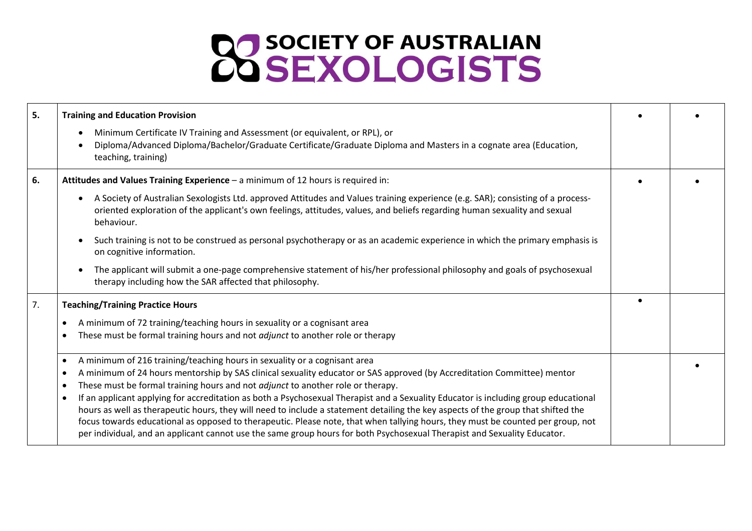# SOCIETY OF AUSTRALIAN SEXOLOGISTS

| | | | |
|---|---|---|---|
| 5. | **Training and Education Provision**<br>• Minimum Certificate IV Training and Assessment (or equivalent, or RPL), or<br>• Diploma/Advanced Diploma/Bachelor/Graduate Certificate/Graduate Diploma and Masters in a cognate area (Education, teaching, training) | • | • |
| 6. | **Attitudes and Values Training Experience** – a minimum of 12 hours is required in:<br>• A Society of Australian Sexologists Ltd. approved Attitudes and Values training experience (e.g. SAR); consisting of a process-oriented exploration of the applicant's own feelings, attitudes, values, and beliefs regarding human sexuality and sexual behaviour.<br>• Such training is not to be construed as personal psychotherapy or as an academic experience in which the primary emphasis is on cognitive information.<br>• The applicant will submit a one-page comprehensive statement of his/her professional philosophy and goals of psychosexual therapy including how the SAR affected that philosophy. | • | • |
| 7. | **Teaching/Training Practice Hours**<br>• A minimum of 72 training/teaching hours in sexuality or a cognisant area<br>• These must be formal training hours and not *adjunct* to another role or therapy | • | |
| | • A minimum of 216 training/teaching hours in sexuality or a cognisant area<br>• A minimum of 24 hours mentorship by SAS clinical sexuality educator or SAS approved (by Accreditation Committee) mentor<br>• These must be formal training hours and not *adjunct* to another role or therapy.<br>• If an applicant applying for accreditation as both a Psychosexual Therapist and a Sexuality Educator is including group educational hours as well as therapeutic hours, they will need to include a statement detailing the key aspects of the group that shifted the focus towards educational as opposed to therapeutic. Please note, that when tallying hours, they must be counted per group, not per individual, and an applicant cannot use the same group hours for both Psychosexual Therapist and Sexuality Educator. | | • |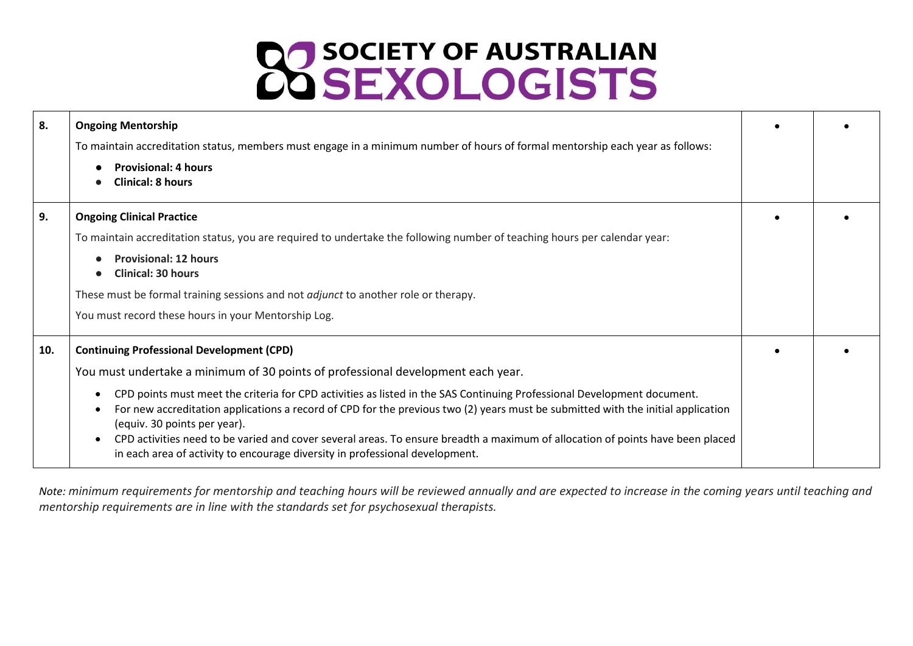# SOCIETY OF AUSTRALIAN SEXOLOGISTS

| | | | |
|---|---|---|---|
| **8.** | **Ongoing Mentorship**<br><br>To maintain accreditation status, members must engage in a minimum number of hours of formal mentorship each year as follows:<br><br>• **Provisional: 4 hours**<br>• **Clinical: 8 hours** | • | • |
| **9.** | **Ongoing Clinical Practice**<br><br>To maintain accreditation status, you are required to undertake the following number of teaching hours per calendar year:<br><br>• **Provisional: 12 hours**<br>• **Clinical: 30 hours**<br><br>These must be formal training sessions and not *adjunct* to another role or therapy.<br><br>You must record these hours in your Mentorship Log. | • | • |
| **10.** | **Continuing Professional Development (CPD)**<br><br>You must undertake a minimum of 30 points of professional development each year.<br><br>• CPD points must meet the criteria for CPD activities as listed in the SAS Continuing Professional Development document.<br>• For new accreditation applications a record of CPD for the previous two (2) years must be submitted with the initial application (equiv. 30 points per year).<br>• CPD activities need to be varied and cover several areas. To ensure breadth a maximum of allocation of points have been placed in each area of activity to encourage diversity in professional development. | • | • |

*Note: minimum requirements for mentorship and teaching hours will be reviewed annually and are expected to increase in the coming years until teaching and mentorship requirements are in line with the standards set for psychosexual therapists.*